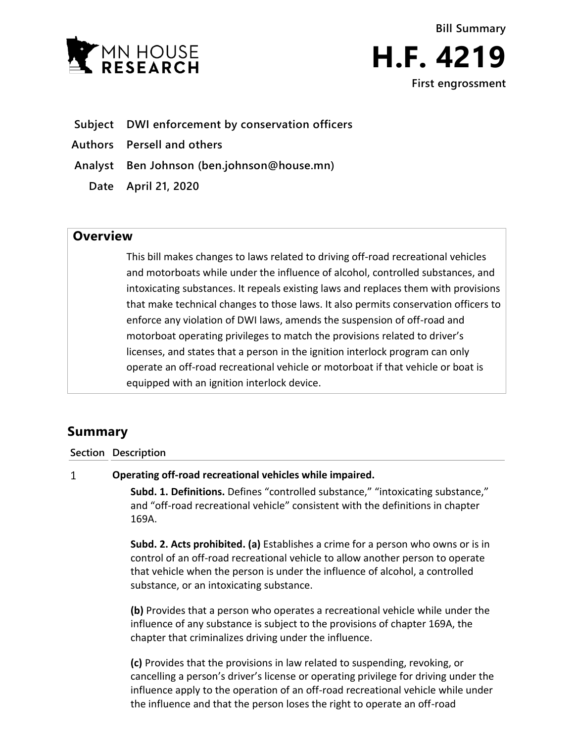Bill Summary

# H.F. 4219

First engrossment

**Subject** DWI enforcement by conservation officers

**Authors** Persell and others

**Analyst** Ben Johnson (ben.johnson@house.mn)

**Date** April 21, 2020

## Overview

This bill makes changes to laws related to driving off-road recreational vehicles and motorboats while under the influence of alcohol, controlled substances, and intoxicating substances. It repeals existing laws and replaces them with provisions that make technical changes to those laws. It also permits conservation officers to enforce any violation of DWI laws, amends the suspension of off-road and motorboat operating privileges to match the provisions related to driver's licenses, and states that a person in the ignition interlock program can only operate an off-road recreational vehicle or motorboat if that vehicle or boat is equipped with an ignition interlock device.

## Summary

| Section | Description |
|---|---|

1 **Operating off-road recreational vehicles while impaired.**

**Subd. 1. Definitions.** Defines "controlled substance," "intoxicating substance," and "off-road recreational vehicle" consistent with the definitions in chapter 169A.

**Subd. 2. Acts prohibited. (a)** Establishes a crime for a person who owns or is in control of an off-road recreational vehicle to allow another person to operate that vehicle when the person is under the influence of alcohol, a controlled substance, or an intoxicating substance.

**(b)** Provides that a person who operates a recreational vehicle while under the influence of any substance is subject to the provisions of chapter 169A, the chapter that criminalizes driving under the influence.

**(c)** Provides that the provisions in law related to suspending, revoking, or cancelling a person's driver's license or operating privilege for driving under the influence apply to the operation of an off-road recreational vehicle while under the influence and that the person loses the right to operate an off-road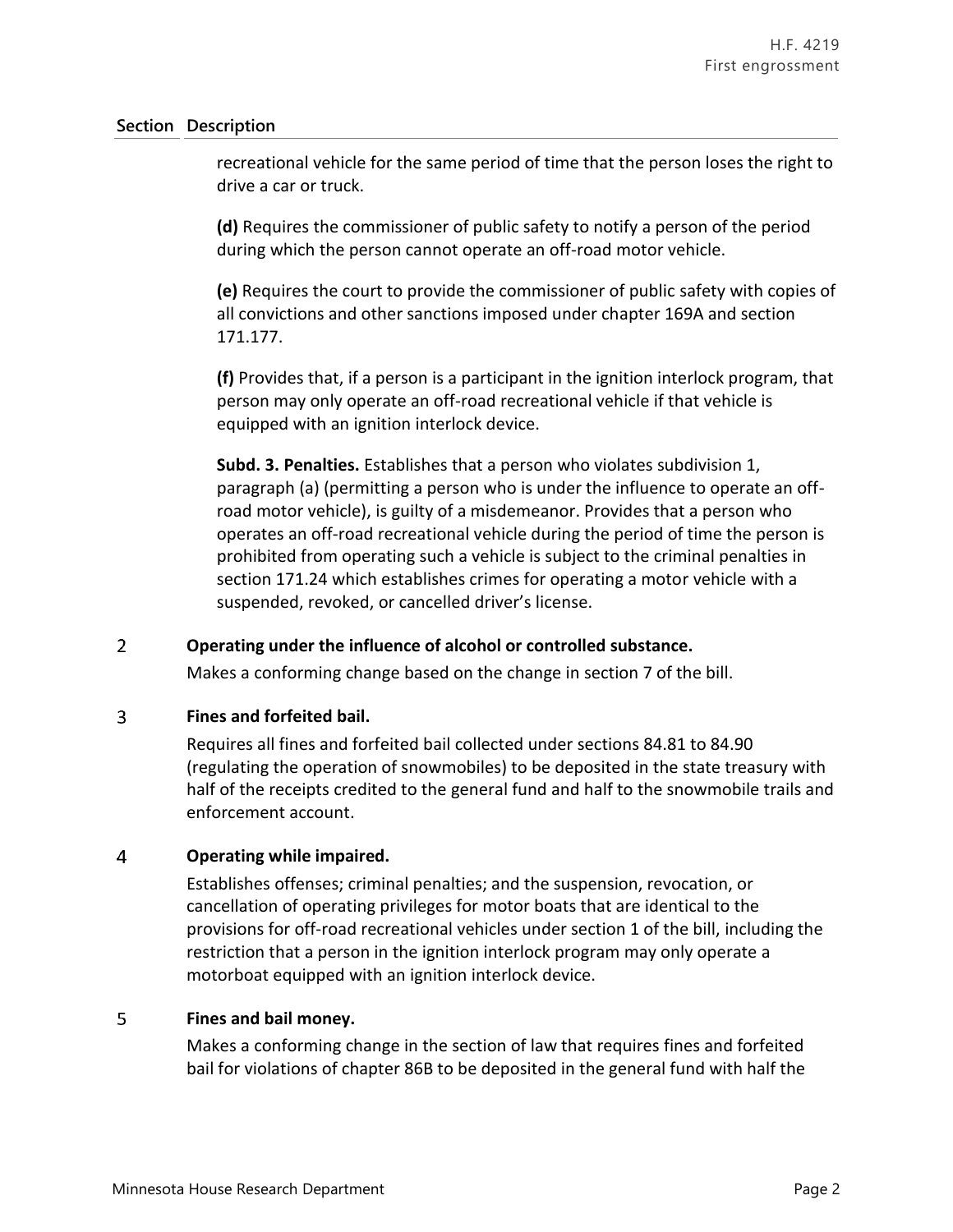| Section | Description |
|---|---|
| | recreational vehicle for the same period of time that the person loses the right to drive a car or truck. |
| | **(d)** Requires the commissioner of public safety to notify a person of the period during which the person cannot operate an off-road motor vehicle. |
| | **(e)** Requires the court to provide the commissioner of public safety with copies of all convictions and other sanctions imposed under chapter 169A and section 171.177. |
| | **(f)** Provides that, if a person is a participant in the ignition interlock program, that person may only operate an off-road recreational vehicle if that vehicle is equipped with an ignition interlock device. |
| | **Subd. 3. Penalties.** Establishes that a person who violates subdivision 1, paragraph (a) (permitting a person who is under the influence to operate an off-road motor vehicle), is guilty of a misdemeanor. Provides that a person who operates an off-road recreational vehicle during the period of time the person is prohibited from operating such a vehicle is subject to the criminal penalties in section 171.24 which establishes crimes for operating a motor vehicle with a suspended, revoked, or cancelled driver's license. |
| 2 | **Operating under the influence of alcohol or controlled substance.** Makes a conforming change based on the change in section 7 of the bill. |
| 3 | **Fines and forfeited bail.** Requires all fines and forfeited bail collected under sections 84.81 to 84.90 (regulating the operation of snowmobiles) to be deposited in the state treasury with half of the receipts credited to the general fund and half to the snowmobile trails and enforcement account. |
| 4 | **Operating while impaired.** Establishes offenses; criminal penalties; and the suspension, revocation, or cancellation of operating privileges for motor boats that are identical to the provisions for off-road recreational vehicles under section 1 of the bill, including the restriction that a person in the ignition interlock program may only operate a motorboat equipped with an ignition interlock device. |
| 5 | **Fines and bail money.** Makes a conforming change in the section of law that requires fines and forfeited bail for violations of chapter 86B to be deposited in the general fund with half the |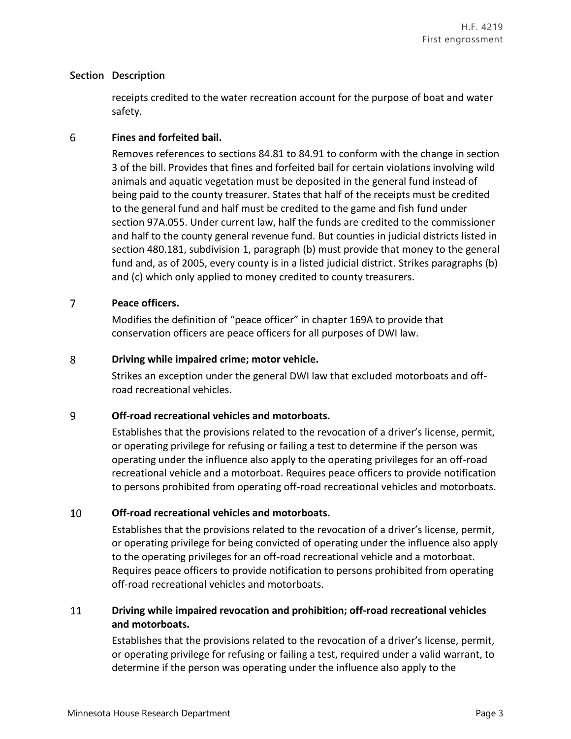| Section | Description |
|---|---|
| | receipts credited to the water recreation account for the purpose of boat and water safety. |
| 6 | **Fines and forfeited bail.**<br>Removes references to sections 84.81 to 84.91 to conform with the change in section 3 of the bill. Provides that fines and forfeited bail for certain violations involving wild animals and aquatic vegetation must be deposited in the general fund instead of being paid to the county treasurer. States that half of the receipts must be credited to the general fund and half must be credited to the game and fish fund under section 97A.055. Under current law, half the funds are credited to the commissioner and half to the county general revenue fund. But counties in judicial districts listed in section 480.181, subdivision 1, paragraph (b) must provide that money to the general fund and, as of 2005, every county is in a listed judicial district. Strikes paragraphs (b) and (c) which only applied to money credited to county treasurers. |
| 7 | **Peace officers.**<br>Modifies the definition of "peace officer" in chapter 169A to provide that conservation officers are peace officers for all purposes of DWI law. |
| 8 | **Driving while impaired crime; motor vehicle.**<br>Strikes an exception under the general DWI law that excluded motorboats and off-road recreational vehicles. |
| 9 | **Off-road recreational vehicles and motorboats.**<br>Establishes that the provisions related to the revocation of a driver's license, permit, or operating privilege for refusing or failing a test to determine if the person was operating under the influence also apply to the operating privileges for an off-road recreational vehicle and a motorboat. Requires peace officers to provide notification to persons prohibited from operating off-road recreational vehicles and motorboats. |
| 10 | **Off-road recreational vehicles and motorboats.**<br>Establishes that the provisions related to the revocation of a driver's license, permit, or operating privilege for being convicted of operating under the influence also apply to the operating privileges for an off-road recreational vehicle and a motorboat. Requires peace officers to provide notification to persons prohibited from operating off-road recreational vehicles and motorboats. |
| 11 | **Driving while impaired revocation and prohibition; off-road recreational vehicles and motorboats.**<br>Establishes that the provisions related to the revocation of a driver's license, permit, or operating privilege for refusing or failing a test, required under a valid warrant, to determine if the person was operating under the influence also apply to the |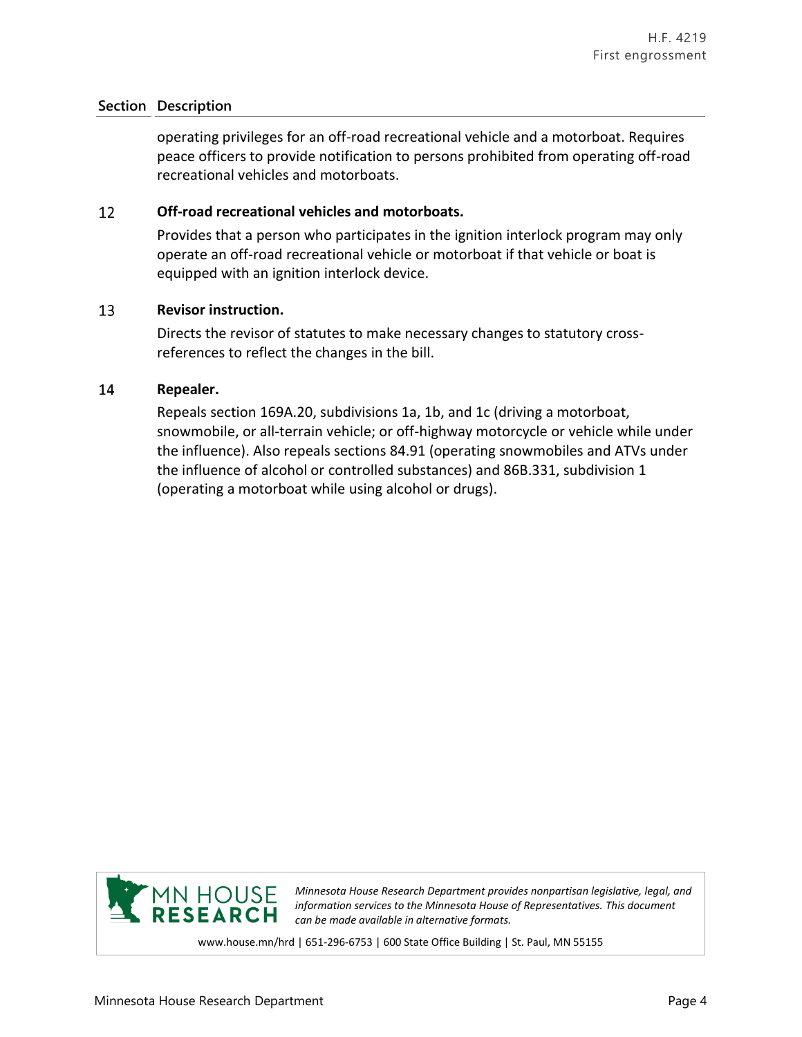| Section | Description |
|---|---|
| | operating privileges for an off-road recreational vehicle and a motorboat. Requires peace officers to provide notification to persons prohibited from operating off-road recreational vehicles and motorboats. |
| 12 | **Off-road recreational vehicles and motorboats.** Provides that a person who participates in the ignition interlock program may only operate an off-road recreational vehicle or motorboat if that vehicle or boat is equipped with an ignition interlock device. |
| 13 | **Revisor instruction.** Directs the revisor of statutes to make necessary changes to statutory cross-references to reflect the changes in the bill. |
| 14 | **Repealer.** Repeals section 169A.20, subdivisions 1a, 1b, and 1c (driving a motorboat, snowmobile, or all-terrain vehicle; or off-highway motorcycle or vehicle while under the influence). Also repeals sections 84.91 (operating snowmobiles and ATVs under the influence of alcohol or controlled substances) and 86B.331, subdivision 1 (operating a motorboat while using alcohol or drugs). |

MN HOUSE RESEARCH

*Minnesota House Research Department provides nonpartisan legislative, legal, and information services to the Minnesota House of Representatives. This document can be made available in alternative formats.*

www.house.mn/hrd | 651-296-6753 | 600 State Office Building | St. Paul, MN 55155